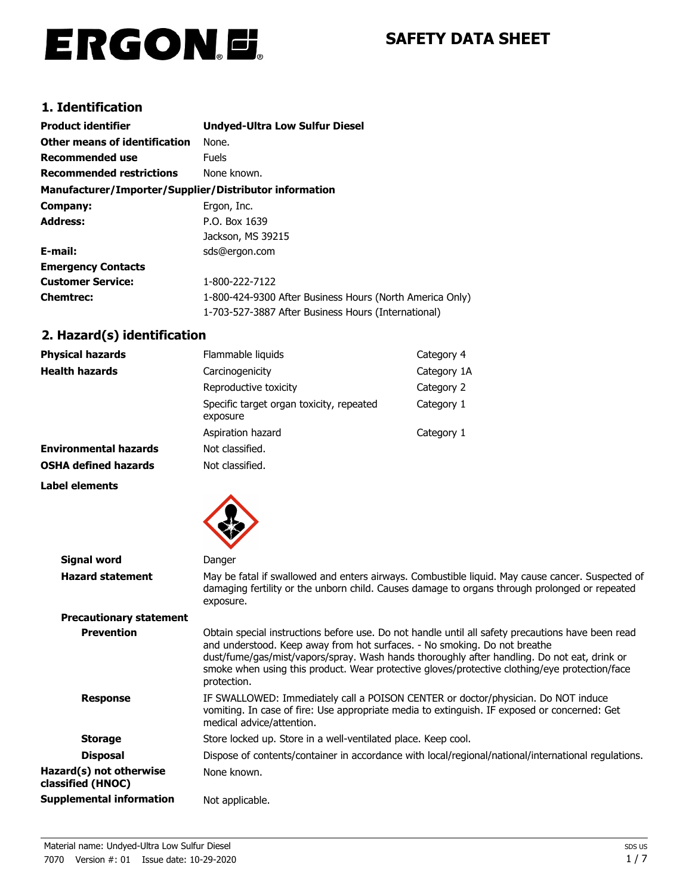# ERGON

# SAFETY DATA SHEET

## 1. Identification

| | |
|---|---|
| **Product identifier** | **Undyed-Ultra Low Sulfur Diesel** |
| **Other means of identification** | None. |
| **Recommended use** | Fuels |
| **Recommended restrictions** | None known. |

**Manufacturer/Importer/Supplier/Distributor information**

| | |
|---|---|
| **Company:** | Ergon, Inc. |
| **Address:** | P.O. Box 1639<br>Jackson, MS 39215 |
| **E-mail:** | sds@ergon.com |
| **Emergency Contacts** | |
| **Customer Service:** | 1-800-222-7122 |
| **Chemtrec:** | 1-800-424-9300 After Business Hours (North America Only)<br>1-703-527-3887 After Business Hours (International) |

## 2. Hazard(s) identification

| | | |
|---|---|---|
| **Physical hazards** | Flammable liquids | Category 4 |
| **Health hazards** | Carcinogenicity | Category 1A |
| | Reproductive toxicity | Category 2 |
| | Specific target organ toxicity, repeated exposure | Category 1 |
| | Aspiration hazard | Category 1 |
| **Environmental hazards** | Not classified. | |
| **OSHA defined hazards** | Not classified. | |

**Label elements**

**Signal word** Danger

**Hazard statement** May be fatal if swallowed and enters airways. Combustible liquid. May cause cancer. Suspected of damaging fertility or the unborn child. Causes damage to organs through prolonged or repeated exposure.

**Precautionary statement**

**Prevention** Obtain special instructions before use. Do not handle until all safety precautions have been read and understood. Keep away from hot surfaces. - No smoking. Do not breathe dust/fume/gas/mist/vapors/spray. Wash hands thoroughly after handling. Do not eat, drink or smoke when using this product. Wear protective gloves/protective clothing/eye protection/face protection.

**Response** IF SWALLOWED: Immediately call a POISON CENTER or doctor/physician. Do NOT induce vomiting. In case of fire: Use appropriate media to extinguish. IF exposed or concerned: Get medical advice/attention.

**Storage** Store locked up. Store in a well-ventilated place. Keep cool.

**Disposal** Dispose of contents/container in accordance with local/regional/national/international regulations.

**Hazard(s) not otherwise classified (HNOC)** None known.

**Supplemental information** Not applicable.

Material name: Undyed-Ultra Low Sulfur Diesel
7070 Version #: 01 Issue date: 10-29-2020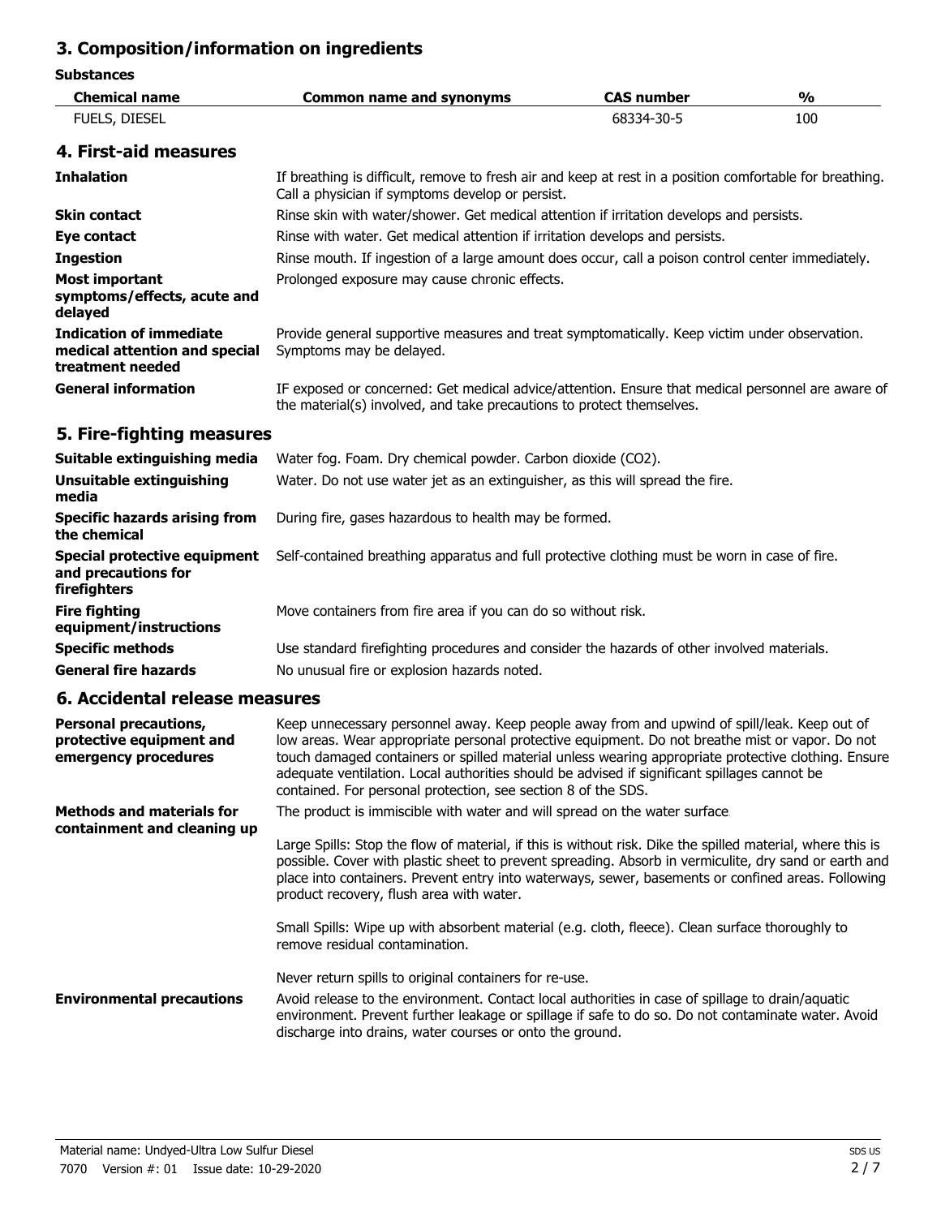## 3. Composition/information on ingredients

**Substances**

| Chemical name | Common name and synonyms | CAS number | % |
|---|---|---|---|
| FUELS, DIESEL | | 68334-30-5 | 100 |

## 4. First-aid measures

| | |
|---|---|
| **Inhalation** | If breathing is difficult, remove to fresh air and keep at rest in a position comfortable for breathing. Call a physician if symptoms develop or persist. |
| **Skin contact** | Rinse skin with water/shower. Get medical attention if irritation develops and persists. |
| **Eye contact** | Rinse with water. Get medical attention if irritation develops and persists. |
| **Ingestion** | Rinse mouth. If ingestion of a large amount does occur, call a poison control center immediately. |
| **Most important symptoms/effects, acute and delayed** | Prolonged exposure may cause chronic effects. |
| **Indication of immediate medical attention and special treatment needed** | Provide general supportive measures and treat symptomatically. Keep victim under observation. Symptoms may be delayed. |
| **General information** | IF exposed or concerned: Get medical advice/attention. Ensure that medical personnel are aware of the material(s) involved, and take precautions to protect themselves. |

## 5. Fire-fighting measures

| | |
|---|---|
| **Suitable extinguishing media** | Water fog. Foam. Dry chemical powder. Carbon dioxide ($CO_2$). |
| **Unsuitable extinguishing media** | Water. Do not use water jet as an extinguisher, as this will spread the fire. |
| **Specific hazards arising from the chemical** | During fire, gases hazardous to health may be formed. |
| **Special protective equipment and precautions for firefighters** | Self-contained breathing apparatus and full protective clothing must be worn in case of fire. |
| **Fire fighting equipment/instructions** | Move containers from fire area if you can do so without risk. |
| **Specific methods** | Use standard firefighting procedures and consider the hazards of other involved materials. |
| **General fire hazards** | No unusual fire or explosion hazards noted. |

## 6. Accidental release measures

**Personal precautions, protective equipment and emergency procedures**

Keep unnecessary personnel away. Keep people away from and upwind of spill/leak. Keep out of low areas. Wear appropriate personal protective equipment. Do not breathe mist or vapor. Do not touch damaged containers or spilled material unless wearing appropriate protective clothing. Ensure adequate ventilation. Local authorities should be advised if significant spillages cannot be contained. For personal protection, see section 8 of the SDS.

**Methods and materials for containment and cleaning up**

The product is immiscible with water and will spread on the water surface.

Large Spills: Stop the flow of material, if this is without risk. Dike the spilled material, where this is possible. Cover with plastic sheet to prevent spreading. Absorb in vermiculite, dry sand or earth and place into containers. Prevent entry into waterways, sewer, basements or confined areas. Following product recovery, flush area with water.

Small Spills: Wipe up with absorbent material (e.g. cloth, fleece). Clean surface thoroughly to remove residual contamination.

Never return spills to original containers for re-use.

**Environmental precautions**

Avoid release to the environment. Contact local authorities in case of spillage to drain/aquatic environment. Prevent further leakage or spillage if safe to do so. Do not contaminate water. Avoid discharge into drains, water courses or onto the ground.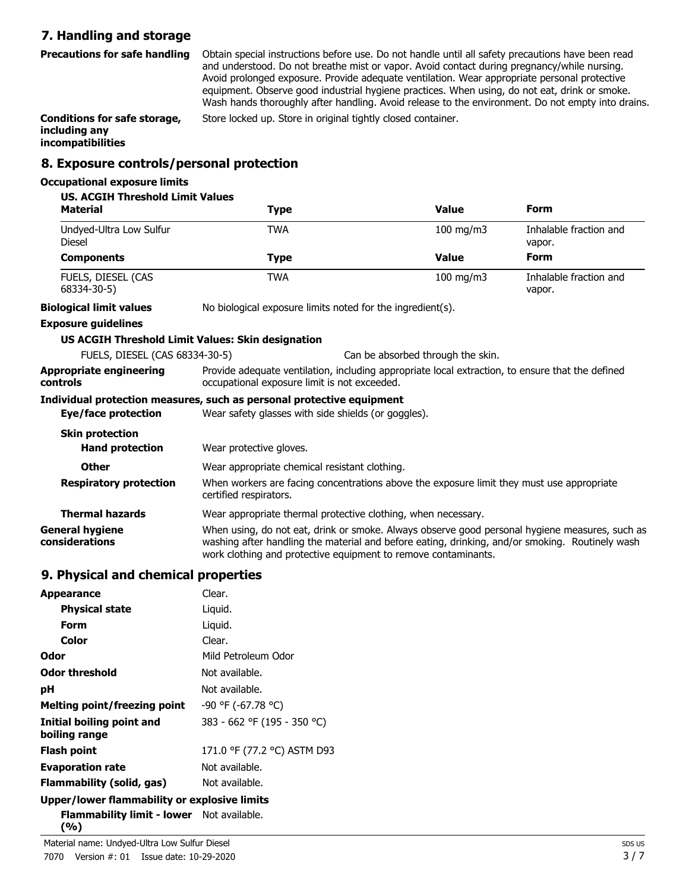## 7. Handling and storage

**Precautions for safe handling** Obtain special instructions before use. Do not handle until all safety precautions have been read and understood. Do not breathe mist or vapor. Avoid contact during pregnancy/while nursing. Avoid prolonged exposure. Provide adequate ventilation. Wear appropriate personal protective equipment. Observe good industrial hygiene practices. When using, do not eat, drink or smoke. Wash hands thoroughly after handling. Avoid release to the environment. Do not empty into drains.

**Conditions for safe storage, including any incompatibilities** Store locked up. Store in original tightly closed container.

## 8. Exposure controls/personal protection

**Occupational exposure limits**

**US. ACGIH Threshold Limit Values**

| Material | Type | Value | Form |
| --- | --- | --- | --- |
| Undyed-Ultra Low Sulfur Diesel | TWA | 100 mg/m3 | Inhalable fraction and vapor. |
| **Components** | **Type** | **Value** | **Form** |
| FUELS, DIESEL (CAS 68334-30-5) | TWA | 100 mg/m3 | Inhalable fraction and vapor. |

**Biological limit values** No biological exposure limits noted for the ingredient(s).

**Exposure guidelines**

**US ACGIH Threshold Limit Values: Skin designation**

FUELS, DIESEL (CAS 68334-30-5) Can be absorbed through the skin.

**Appropriate engineering controls** Provide adequate ventilation, including appropriate local extraction, to ensure that the defined occupational exposure limit is not exceeded.

**Individual protection measures, such as personal protective equipment**

**Eye/face protection** Wear safety glasses with side shields (or goggles).

**Skin protection**

**Hand protection** Wear protective gloves.

**Other** Wear appropriate chemical resistant clothing.

**Respiratory protection** When workers are facing concentrations above the exposure limit they must use appropriate certified respirators.

**Thermal hazards** Wear appropriate thermal protective clothing, when necessary.

**General hygiene considerations** When using, do not eat, drink or smoke. Always observe good personal hygiene measures, such as washing after handling the material and before eating, drinking, and/or smoking. Routinely wash work clothing and protective equipment to remove contaminants.

## 9. Physical and chemical properties

**Appearance** Clear.

**Physical state** Liquid.

**Form** Liquid.

**Color** Clear.

**Odor** Mild Petroleum Odor

**Odor threshold** Not available.

**pH** Not available.

**Melting point/freezing point** -90 °F (-67.78 °C)

**Initial boiling point and boiling range** 383 - 662 °F (195 - 350 °C)

**Flash point** 171.0 °F (77.2 °C) ASTM D93

**Evaporation rate** Not available.

**Flammability (solid, gas)** Not available.

**Upper/lower flammability or explosive limits**

**Flammability limit - lower (%)** Not available.

Material name: Undyed-Ultra Low Sulfur Diesel

7070 Version #: 01 Issue date: 10-29-2020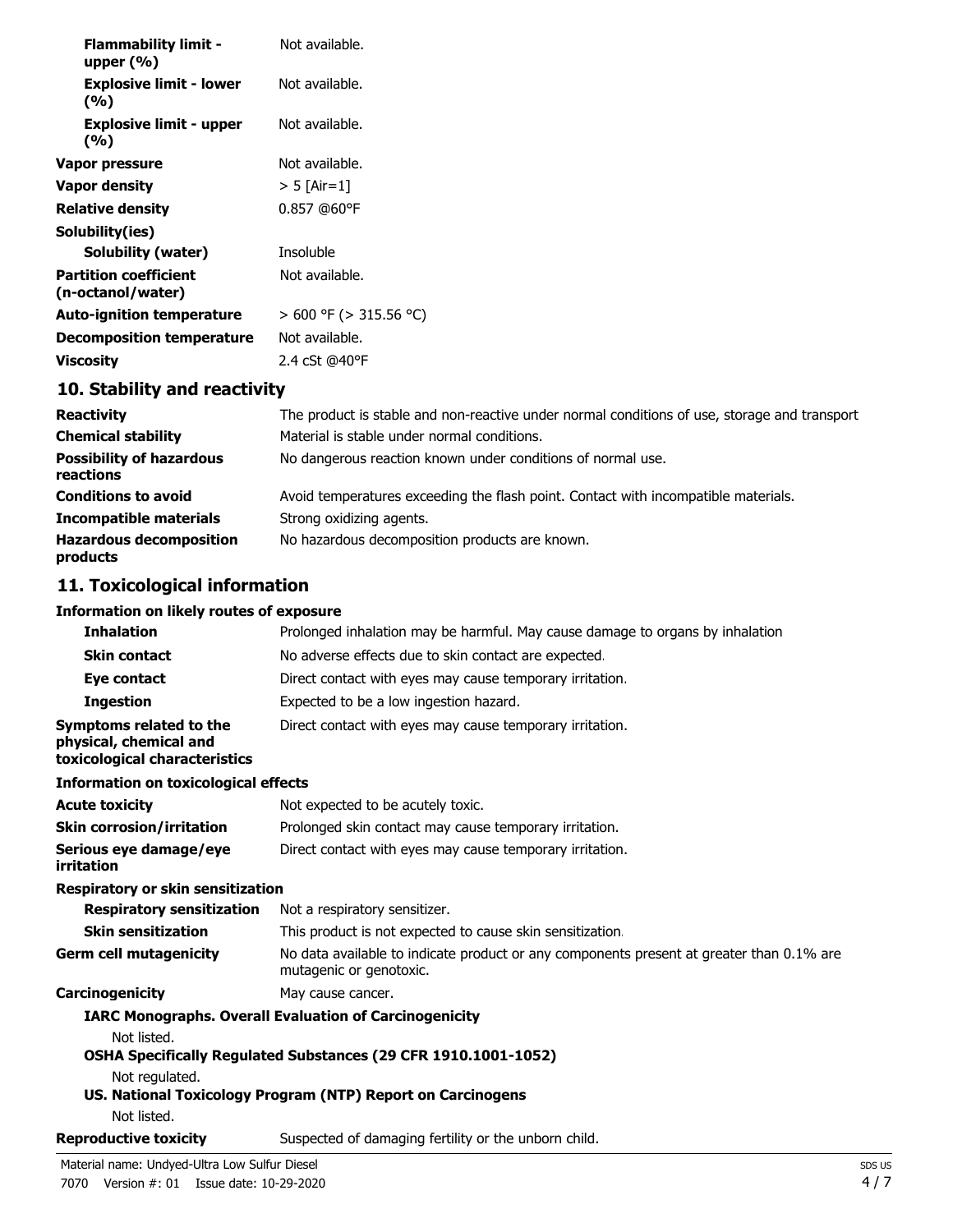| | |
|---|---|
| **Flammability limit - upper (%)** | Not available. |
| **Explosive limit - lower (%)** | Not available. |
| **Explosive limit - upper (%)** | Not available. |
| **Vapor pressure** | Not available. |
| **Vapor density** | > 5 [Air=1] |
| **Relative density** | 0.857 @60°F |
| **Solubility(ies)** | |
| **Solubility (water)** | Insoluble |
| **Partition coefficient (n-octanol/water)** | Not available. |
| **Auto-ignition temperature** | > 600 °F (> 315.56 °C) |
| **Decomposition temperature** | Not available. |
| **Viscosity** | 2.4 cSt @40°F |

## 10. Stability and reactivity

| | |
|---|---|
| **Reactivity** | The product is stable and non-reactive under normal conditions of use, storage and transport |
| **Chemical stability** | Material is stable under normal conditions. |
| **Possibility of hazardous reactions** | No dangerous reaction known under conditions of normal use. |
| **Conditions to avoid** | Avoid temperatures exceeding the flash point. Contact with incompatible materials. |
| **Incompatible materials** | Strong oxidizing agents. |
| **Hazardous decomposition products** | No hazardous decomposition products are known. |

## 11. Toxicological information

**Information on likely routes of exposure**

| | |
|---|---|
| **Inhalation** | Prolonged inhalation may be harmful. May cause damage to organs by inhalation |
| **Skin contact** | No adverse effects due to skin contact are expected. |
| **Eye contact** | Direct contact with eyes may cause temporary irritation. |
| **Ingestion** | Expected to be a low ingestion hazard. |
| **Symptoms related to the physical, chemical and toxicological characteristics** | Direct contact with eyes may cause temporary irritation. |

**Information on toxicological effects**

| | |
|---|---|
| **Acute toxicity** | Not expected to be acutely toxic. |
| **Skin corrosion/irritation** | Prolonged skin contact may cause temporary irritation. |
| **Serious eye damage/eye irritation** | Direct contact with eyes may cause temporary irritation. |

**Respiratory or skin sensitization**

| | |
|---|---|
| **Respiratory sensitization** | Not a respiratory sensitizer. |
| **Skin sensitization** | This product is not expected to cause skin sensitization. |
| **Germ cell mutagenicity** | No data available to indicate product or any components present at greater than 0.1% are mutagenic or genotoxic. |
| **Carcinogenicity** | May cause cancer. |

**IARC Monographs. Overall Evaluation of Carcinogenicity**

Not listed.

**OSHA Specifically Regulated Substances (29 CFR 1910.1001-1052)**

Not regulated.

**US. National Toxicology Program (NTP) Report on Carcinogens**

Not listed.

**Reproductive toxicity** Suspected of damaging fertility or the unborn child.

Material name: Undyed-Ultra Low Sulfur Diesel

7070 Version #: 01 Issue date: 10-29-2020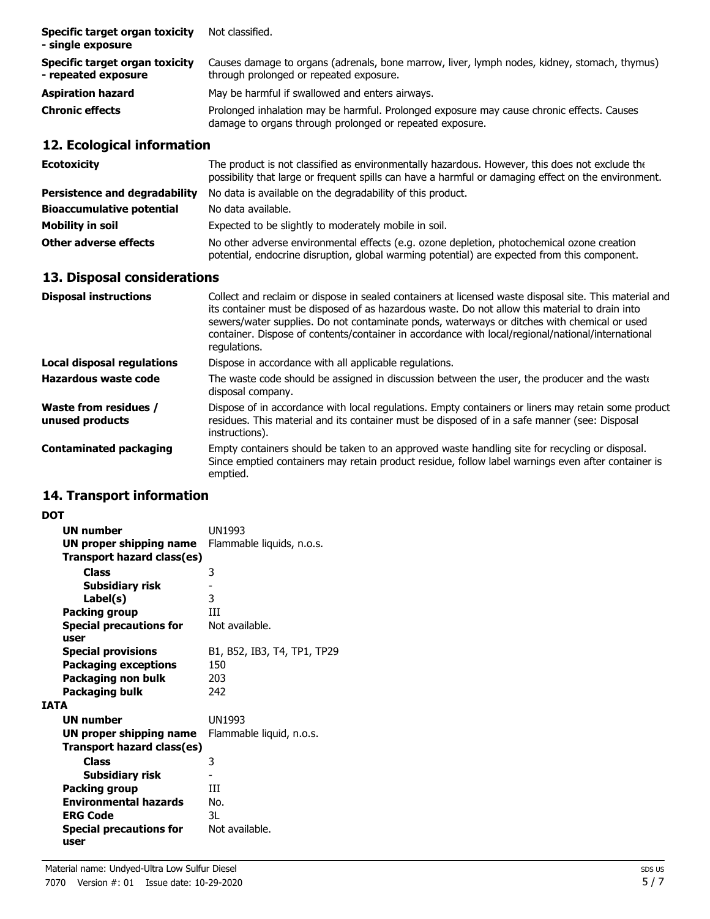| | |
|---|---|
| **Specific target organ toxicity - single exposure** | Not classified. |
| **Specific target organ toxicity - repeated exposure** | Causes damage to organs (adrenals, bone marrow, liver, lymph nodes, kidney, stomach, thymus) through prolonged or repeated exposure. |
| **Aspiration hazard** | May be harmful if swallowed and enters airways. |
| **Chronic effects** | Prolonged inhalation may be harmful. Prolonged exposure may cause chronic effects. Causes damage to organs through prolonged or repeated exposure. |

## 12. Ecological information

| | |
|---|---|
| **Ecotoxicity** | The product is not classified as environmentally hazardous. However, this does not exclude the possibility that large or frequent spills can have a harmful or damaging effect on the environment. |
| **Persistence and degradability** | No data is available on the degradability of this product. |
| **Bioaccumulative potential** | No data available. |
| **Mobility in soil** | Expected to be slightly to moderately mobile in soil. |
| **Other adverse effects** | No other adverse environmental effects (e.g. ozone depletion, photochemical ozone creation potential, endocrine disruption, global warming potential) are expected from this component. |

## 13. Disposal considerations

| | |
|---|---|
| **Disposal instructions** | Collect and reclaim or dispose in sealed containers at licensed waste disposal site. This material and its container must be disposed of as hazardous waste. Do not allow this material to drain into sewers/water supplies. Do not contaminate ponds, waterways or ditches with chemical or used container. Dispose of contents/container in accordance with local/regional/national/international regulations. |
| **Local disposal regulations** | Dispose in accordance with all applicable regulations. |
| **Hazardous waste code** | The waste code should be assigned in discussion between the user, the producer and the waste disposal company. |
| **Waste from residues / unused products** | Dispose of in accordance with local regulations. Empty containers or liners may retain some product residues. This material and its container must be disposed of in a safe manner (see: Disposal instructions). |
| **Contaminated packaging** | Empty containers should be taken to an approved waste handling site for recycling or disposal. Since emptied containers may retain product residue, follow label warnings even after container is emptied. |

## 14. Transport information

**DOT**

| | |
|---|---|
| **UN number** | UN1993 |
| **UN proper shipping name** | Flammable liquids, n.o.s. |
| **Transport hazard class(es)** | |
| **Class** | 3 |
| **Subsidiary risk** | - |
| **Label(s)** | 3 |
| **Packing group** | III |
| **Special precautions for user** | Not available. |
| **Special provisions** | B1, B52, IB3, T4, TP1, TP29 |
| **Packaging exceptions** | 150 |
| **Packaging non bulk** | 203 |
| **Packaging bulk** | 242 |

**IATA**

| | |
|---|---|
| **UN number** | UN1993 |
| **UN proper shipping name** | Flammable liquid, n.o.s. |
| **Transport hazard class(es)** | |
| **Class** | 3 |
| **Subsidiary risk** | - |
| **Packing group** | III |
| **Environmental hazards** | No. |
| **ERG Code** | 3L |
| **Special precautions for user** | Not available. |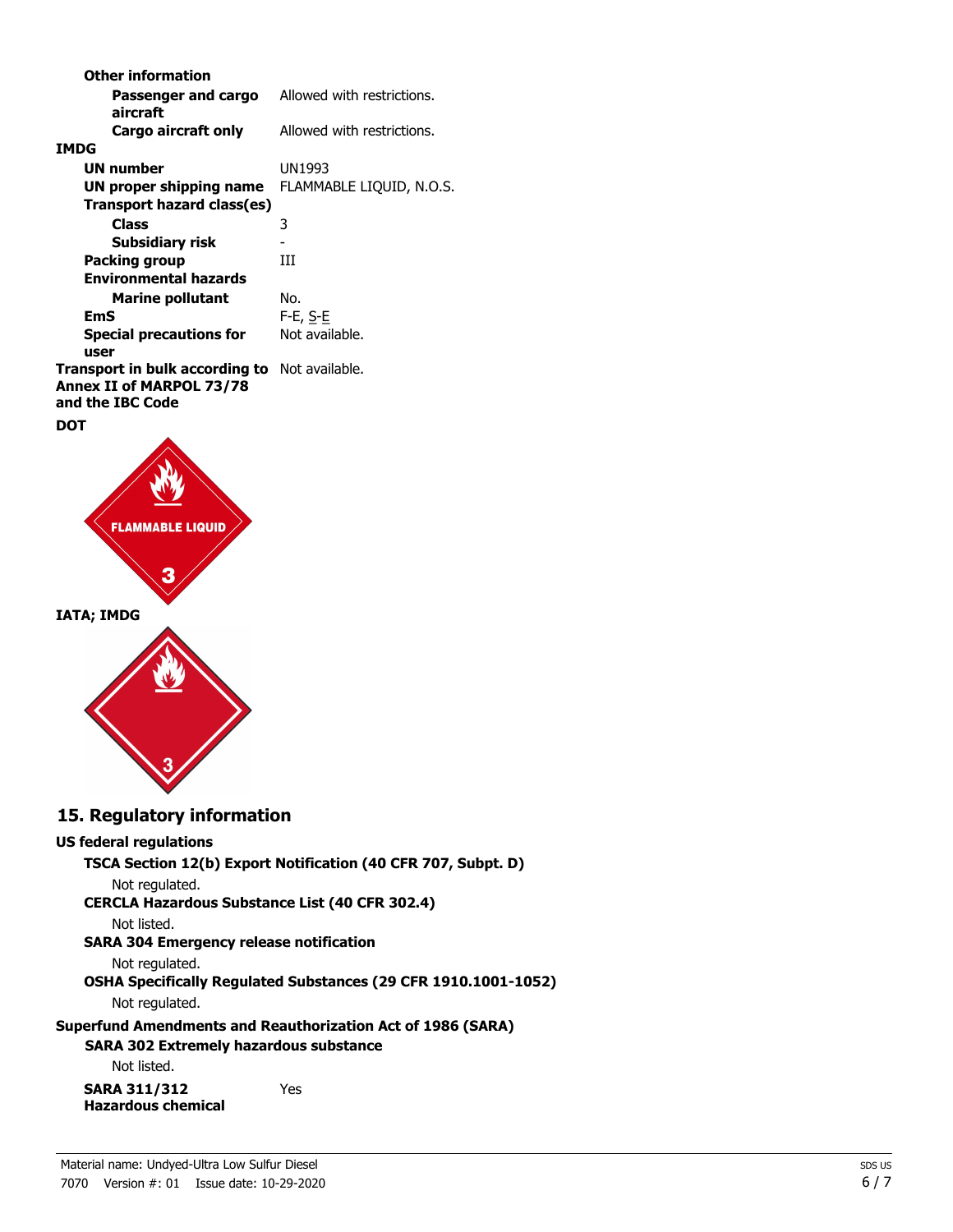**Other information**

| | |
|---|---|
| **Passenger and cargo aircraft** | Allowed with restrictions. |
| **Cargo aircraft only** | Allowed with restrictions. |

**IMDG**

| | |
|---|---|
| **UN number** | UN1993 |
| **UN proper shipping name** | FLAMMABLE LIQUID, N.O.S. |
| **Transport hazard class(es)** | |
| **Class** | 3 |
| **Subsidiary risk** | - |
| **Packing group** | III |
| **Environmental hazards** | |
| **Marine pollutant** | No. |
| **EmS** | F-E, S-E |
| **Special precautions for user** | Not available. |

| | |
|---|---|
| **Transport in bulk according to Annex II of MARPOL 73/78 and the IBC Code** | Not available. |

**DOT**

FLAMMABLE LIQUID

3

**IATA; IMDG**

3

## 15. Regulatory information

**US federal regulations**

**TSCA Section 12(b) Export Notification (40 CFR 707, Subpt. D)**

Not regulated.

**CERCLA Hazardous Substance List (40 CFR 302.4)**

Not listed.

**SARA 304 Emergency release notification**

Not regulated.

**OSHA Specifically Regulated Substances (29 CFR 1910.1001-1052)**

Not regulated.

**Superfund Amendments and Reauthorization Act of 1986 (SARA)**

**SARA 302 Extremely hazardous substance**

Not listed.

| | |
|---|---|
| **SARA 311/312 Hazardous chemical** | Yes |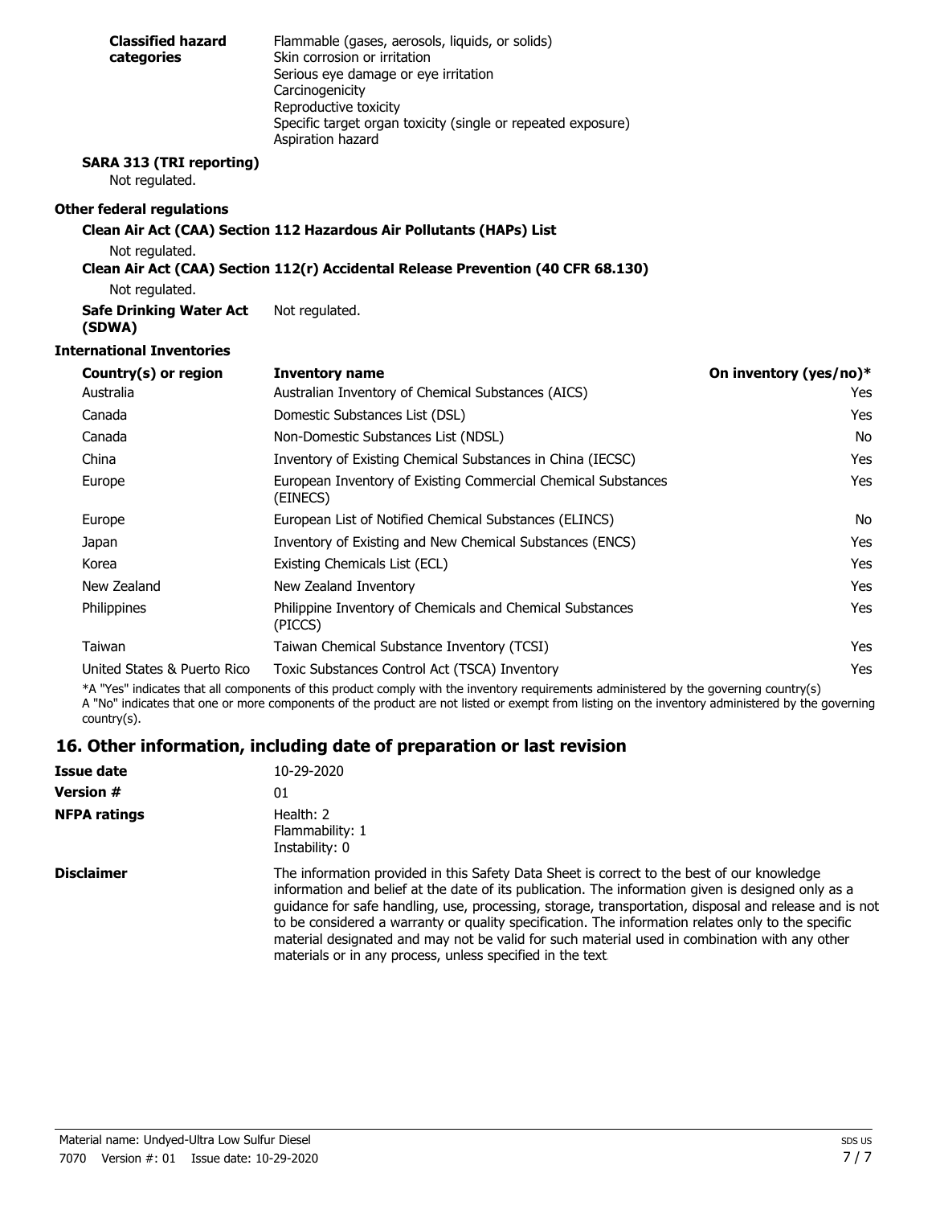**Classified hazard categories**

Flammable (gases, aerosols, liquids, or solids)
Skin corrosion or irritation
Serious eye damage or eye irritation
Carcinogenicity
Reproductive toxicity
Specific target organ toxicity (single or repeated exposure)
Aspiration hazard

**SARA 313 (TRI reporting)**

Not regulated.

**Other federal regulations**

**Clean Air Act (CAA) Section 112 Hazardous Air Pollutants (HAPs) List**

Not regulated.

**Clean Air Act (CAA) Section 112(r) Accidental Release Prevention (40 CFR 68.130)**

Not regulated.

**Safe Drinking Water Act (SDWA)** Not regulated.

**International Inventories**

| Country(s) or region | Inventory name | On inventory (yes/no)* |
|---|---|---|
| Australia | Australian Inventory of Chemical Substances (AICS) | Yes |
| Canada | Domestic Substances List (DSL) | Yes |
| Canada | Non-Domestic Substances List (NDSL) | No |
| China | Inventory of Existing Chemical Substances in China (IECSC) | Yes |
| Europe | European Inventory of Existing Commercial Chemical Substances (EINECS) | Yes |
| Europe | European List of Notified Chemical Substances (ELINCS) | No |
| Japan | Inventory of Existing and New Chemical Substances (ENCS) | Yes |
| Korea | Existing Chemicals List (ECL) | Yes |
| New Zealand | New Zealand Inventory | Yes |
| Philippines | Philippine Inventory of Chemicals and Chemical Substances (PICCS) | Yes |
| Taiwan | Taiwan Chemical Substance Inventory (TCSI) | Yes |
| United States & Puerto Rico | Toxic Substances Control Act (TSCA) Inventory | Yes |

*A "Yes" indicates that all components of this product comply with the inventory requirements administered by the governing country(s)
A "No" indicates that one or more components of the product are not listed or exempt from listing on the inventory administered by the governing country(s).

## 16. Other information, including date of preparation or last revision

**Issue date** 10-29-2020

**Version #** 01

**NFPA ratings**
Health: 2
Flammability: 1
Instability: 0

**Disclaimer**
The information provided in this Safety Data Sheet is correct to the best of our knowledge information and belief at the date of its publication. The information given is designed only as a guidance for safe handling, use, processing, storage, transportation, disposal and release and is not to be considered a warranty or quality specification. The information relates only to the specific material designated and may not be valid for such material used in combination with any other materials or in any process, unless specified in the text.